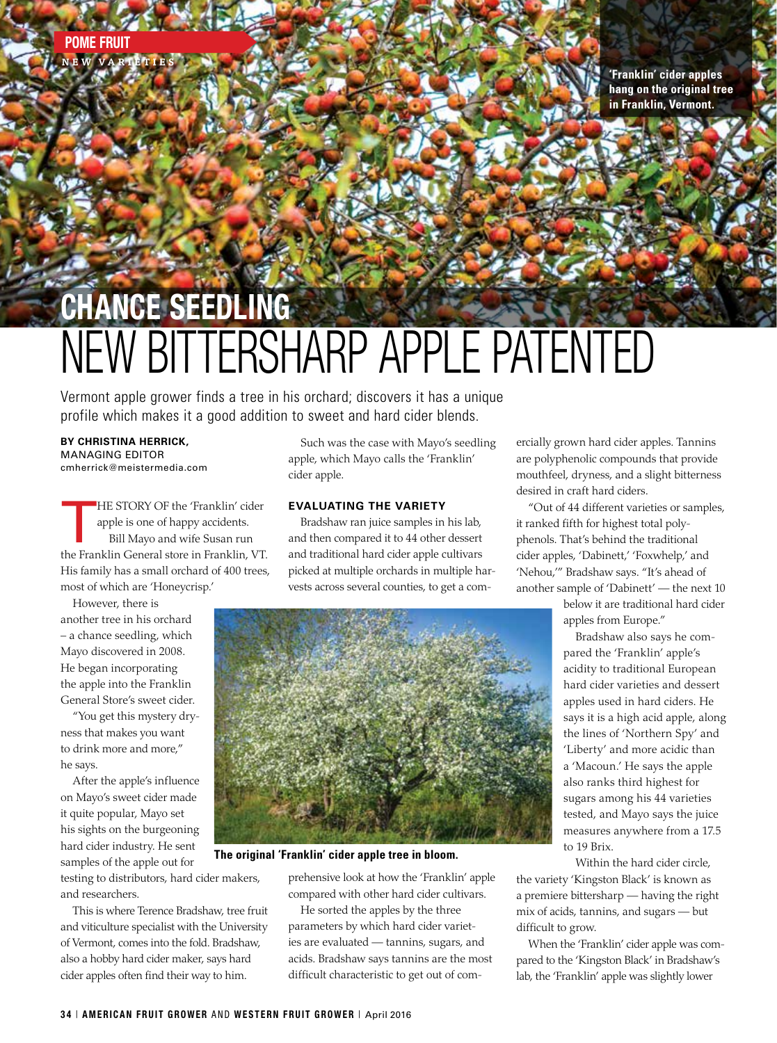POME FRUIT
NEW VARIETIES

'Franklin' cider apples hang on the original tree in Franklin, Vermont.

# CHANCE SEEDLING
# NEW BITTERSHARP APPLE PATENTED

Vermont apple grower finds a tree in his orchard; discovers it has a unique profile which makes it a good addition to sweet and hard cider blends.

**BY CHRISTINA HERRICK,**
MANAGING EDITOR
cmherrick@meistermedia.com

THE STORY OF the 'Franklin' cider apple is one of happy accidents.

Bill Mayo and wife Susan run the Franklin General store in Franklin, VT. His family has a small orchard of 400 trees, most of which are 'Honeycrisp.'

However, there is another tree in his orchard – a chance seedling, which Mayo discovered in 2008. He began incorporating the apple into the Franklin General Store's sweet cider.

"You get this mystery dryness that makes you want to drink more and more," he says.

After the apple's influence on Mayo's sweet cider made it quite popular, Mayo set his sights on the burgeoning hard cider industry. He sent samples of the apple out for testing to distributors, hard cider makers, and researchers.

This is where Terence Bradshaw, tree fruit and viticulture specialist with the University of Vermont, comes into the fold. Bradshaw, also a hobby hard cider maker, says hard cider apples often find their way to him.

Such was the case with Mayo's seedling apple, which Mayo calls the 'Franklin' cider apple.

**EVALUATING THE VARIETY**

Bradshaw ran juice samples in his lab, and then compared it to 44 other dessert and traditional hard cider apple cultivars picked at multiple orchards in multiple harvests across several counties, to get a comprehensive look at how the 'Franklin' apple compared with other hard cider cultivars.

He sorted the apples by the three parameters by which hard cider varieties are evaluated — tannins, sugars, and acids. Bradshaw says tannins are the most difficult characteristic to get out of commercially grown hard cider apples. Tannins are polyphenolic compounds that provide mouthfeel, dryness, and a slight bitterness desired in craft hard ciders.

"Out of 44 different varieties or samples, it ranked fifth for highest total polyphenols. That's behind the traditional cider apples, 'Dabinett,' 'Foxwhelp,' and 'Nehou,'" Bradshaw says. "It's ahead of another sample of 'Dabinett' — the next 10 below it are traditional hard cider apples from Europe."

The original 'Franklin' cider apple tree in bloom.

Bradshaw also says he compared the 'Franklin' apple's acidity to traditional European hard cider varieties and dessert apples used in hard ciders. He says it is a high acid apple, along the lines of 'Northern Spy' and 'Liberty' and more acidic than a 'Macoun.' He says the apple also ranks third highest for sugars among his 44 varieties tested, and Mayo says the juice measures anywhere from a 17.5 to 19 Brix.

Within the hard cider circle, the variety 'Kingston Black' is known as a premiere bittersharp — having the right mix of acids, tannins, and sugars — but difficult to grow.

When the 'Franklin' cider apple was compared to the 'Kingston Black' in Bradshaw's lab, the 'Franklin' apple was slightly lower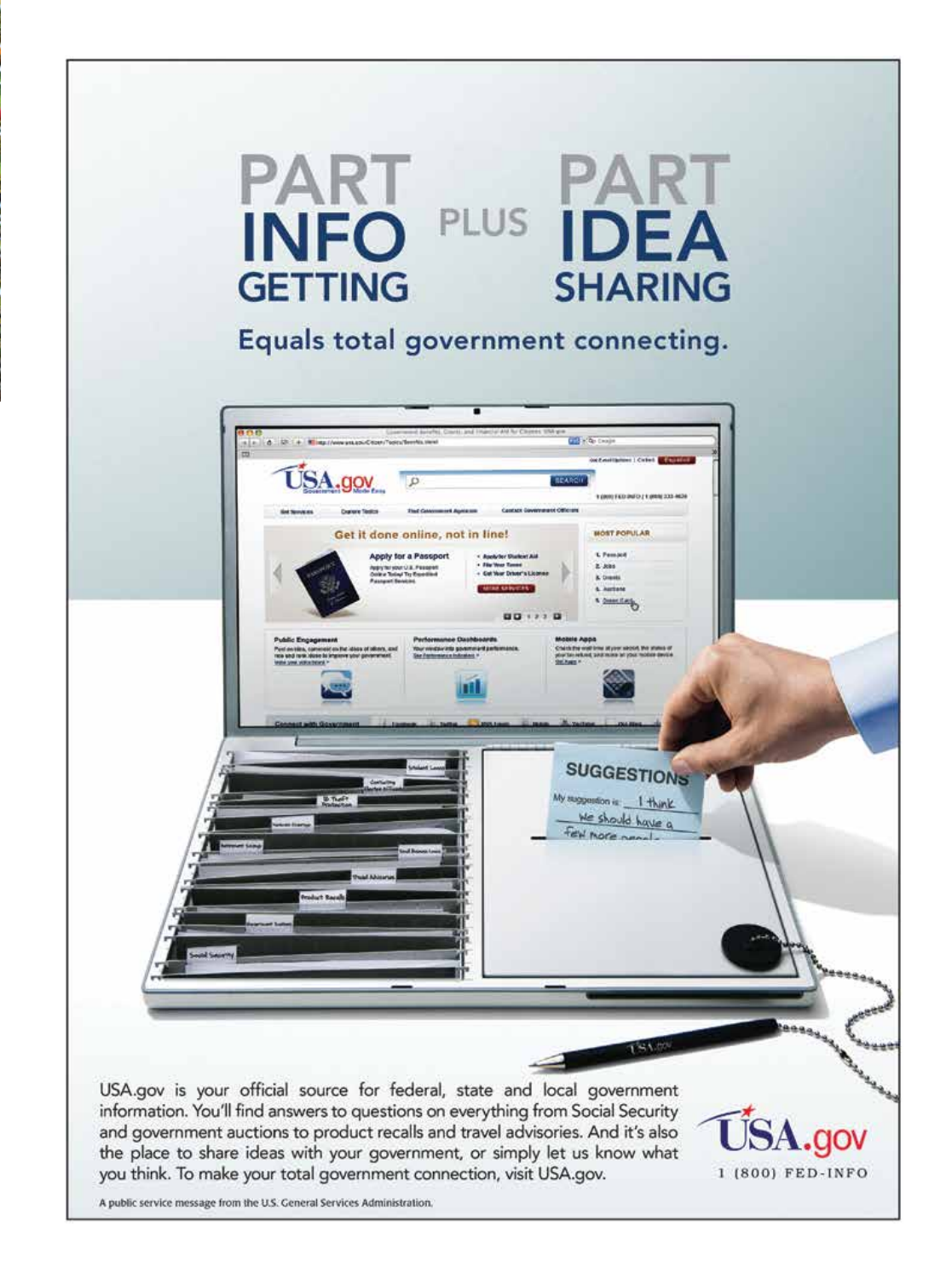# PART INFO GETTING PLUS PART IDEA SHARING

## Equals total government connecting.

USA.gov is your official source for federal, state and local government information. You'll find answers to questions on everything from Social Security and government auctions to product recalls and travel advisories. And it's also the place to share ideas with your government, or simply let us know what you think. To make your total government connection, visit USA.gov.

USA.gov
1 (800) FED-INFO

A public service message from the U.S. General Services Administration.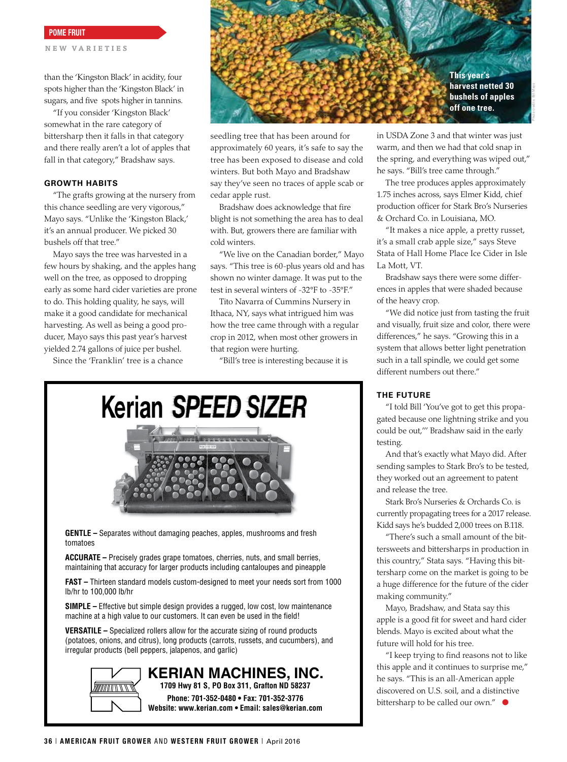than the 'Kingston Black' in acidity, four spots higher than the 'Kingston Black' in sugars, and five spots higher in tannins.

"If you consider 'Kingston Black' somewhat in the rare category of bittersharp then it falls in that category and there really aren't a lot of apples that fall in that category," Bradshaw says.

### GROWTH HABITS

"The grafts growing at the nursery from this chance seedling are very vigorous," Mayo says. "Unlike the 'Kingston Black,' it's an annual producer. We picked 30 bushels off that tree."

Mayo says the tree was harvested in a few hours by shaking, and the apples hang well on the tree, as opposed to dropping early as some hard cider varieties are prone to do. This holding quality, he says, will make it a good candidate for mechanical harvesting. As well as being a good producer, Mayo says this past year's harvest yielded 2.74 gallons of juice per bushel.

Since the 'Franklin' tree is a chance seedling tree that has been around for approximately 60 years, it's safe to say the tree has been exposed to disease and cold winters. But both Mayo and Bradshaw say they've seen no traces of apple scab or cedar apple rust.

Bradshaw does acknowledge that fire blight is not something the area has to deal with. But, growers there are familiar with cold winters.

"We live on the Canadian border," Mayo says. "This tree is 60-plus years old and has shown no winter damage. It was put to the test in several winters of -32°F to -35°F."

Tito Navarra of Cummins Nursery in Ithaca, NY, says what intrigued him was how the tree came through with a regular crop in 2012, when most other growers in that region were hurting.

"Bill's tree is interesting because it is in USDA Zone 3 and that winter was just warm, and then we had that cold snap in the spring, and everything was wiped out," he says. "Bill's tree came through."

The tree produces apples approximately 1.75 inches across, says Elmer Kidd, chief production officer for Stark Bro's Nurseries & Orchard Co. in Louisiana, MO.

"It makes a nice apple, a pretty russet, it's a small crab apple size," says Steve Stata of Hall Home Place Ice Cider in Isle La Mott, VT.

Bradshaw says there were some differences in apples that were shaded because of the heavy crop.

"We did notice just from tasting the fruit and visually, fruit size and color, there were differences," he says. "Growing this in a system that allows better light penetration such in a tall spindle, we could get some different numbers out there."

This year's harvest netted 30 bushels of apples off one tree.

### THE FUTURE

"I told Bill 'You've got to get this propagated because one lightning strike and you could be out,'" Bradshaw said in the early testing.

And that's exactly what Mayo did. After sending samples to Stark Bro's to be tested, they worked out an agreement to patent and release the tree.

Stark Bro's Nurseries & Orchards Co. is currently propagating trees for a 2017 release. Kidd says he's budded 2,000 trees on B.118.

"There's such a small amount of the bittersweets and bittersharps in production in this country," Stata says. "Having this bittersharp come on the market is going to be a huge difference for the future of the cider making community."

Mayo, Bradshaw, and Stata say this apple is a good fit for sweet and hard cider blends. Mayo is excited about what the future will hold for his tree.

"I keep trying to find reasons not to like this apple and it continues to surprise me," he says. "This is an all-American apple discovered on U.S. soil, and a distinctive bittersharp to be called our own."

---

## Kerian SPEED SIZER

**GENTLE –** Separates without damaging peaches, apples, mushrooms and fresh tomatoes

**ACCURATE –** Precisely grades grape tomatoes, cherries, nuts, and small berries, maintaining that accuracy for larger products including cantaloupes and pineapple

**FAST –** Thirteen standard models custom-designed to meet your needs sort from 1000 lb/hr to 100,000 lb/hr

**SIMPLE –** Effective but simple design provides a rugged, low cost, low maintenance machine at a high value to our customers. It can even be used in the field!

**VERSATILE –** Specialized rollers allow for the accurate sizing of round products (potatoes, onions, and citrus), long products (carrots, russets, and cucumbers), and irregular products (bell peppers, jalapenos, and garlic)

**KERIAN MACHINES, INC.**
**1709 Hwy 81 S, PO Box 311, Grafton ND 58237**
**Phone: 701-352-0480 • Fax: 701-352-3776**
**Website: www.kerian.com • Email: sales@kerian.com**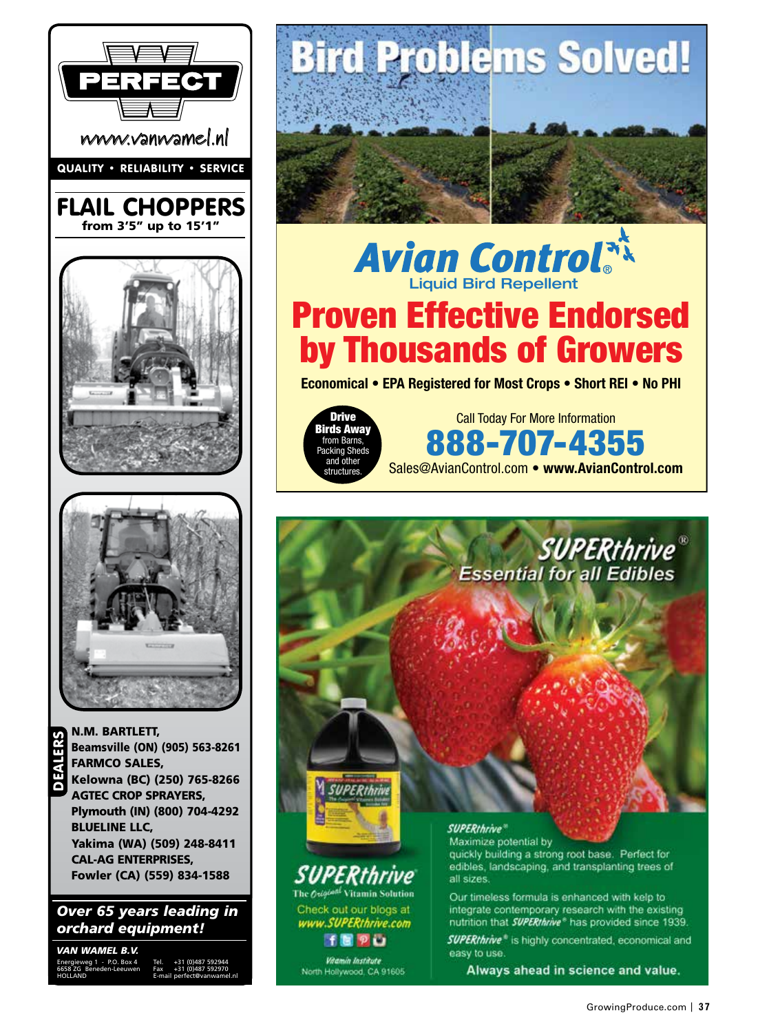# PERFECT

www.vanwamel.nl

**QUALITY • RELIABILITY • SERVICE**

## FLAIL CHOPPERS

**from 3'5" up to 15'1"**

**DEALERS**

**N.M. BARTLETT,**
**Beamsville (ON) (905) 563-8261**
**FARMCO SALES,**
**Kelowna (BC) (250) 765-8266**
**AGTEC CROP SPRAYERS,**
**Plymouth (IN) (800) 704-4292**
**BLUELINE LLC,**
**Yakima (WA) (509) 248-8411**
**CAL-AG ENTERPRISES,**
**Fowler (CA) (559) 834-1588**

***Over 65 years leading in orchard equipment!***

***VAN WAMEL B.V.***

Energieweg 1 - P.O. Box 4
6658 ZG Beneden-Leeuwen
HOLLAND

Tel. +31 (0)487 592944
Fax +31 (0)487 592970
E-mail perfect@vanwamel.nl

# Bird Problems Solved!

## Avian Control®

Liquid Bird Repellent

## Proven Effective Endorsed by Thousands of Growers

**Economical • EPA Registered for Most Crops • Short REI • No PHI**

**Drive Birds Away** from Barns, Packing Sheds and other structures.

Call Today For More Information

**888-707-4355**

Sales@AvianControl.com • **www.AvianControl.com**

# SUPERthrive®

Essential for all Edibles

**SUPERthrive**

The Original Vitamin Solution

Check out our blogs at
www.SUPERthrive.com

*Vitamin Institute*
North Hollywood, CA 91605

*SUPERthrive*® Maximize potential by quickly building a strong root base. Perfect for edibles, landscaping, and transplanting trees of all sizes.

Our timeless formula is enhanced with kelp to integrate contemporary research with the existing nutrition that *SUPERthrive*® has provided since 1939.

*SUPERthrive*® is highly concentrated, economical and easy to use.

**Always ahead in science and value.**